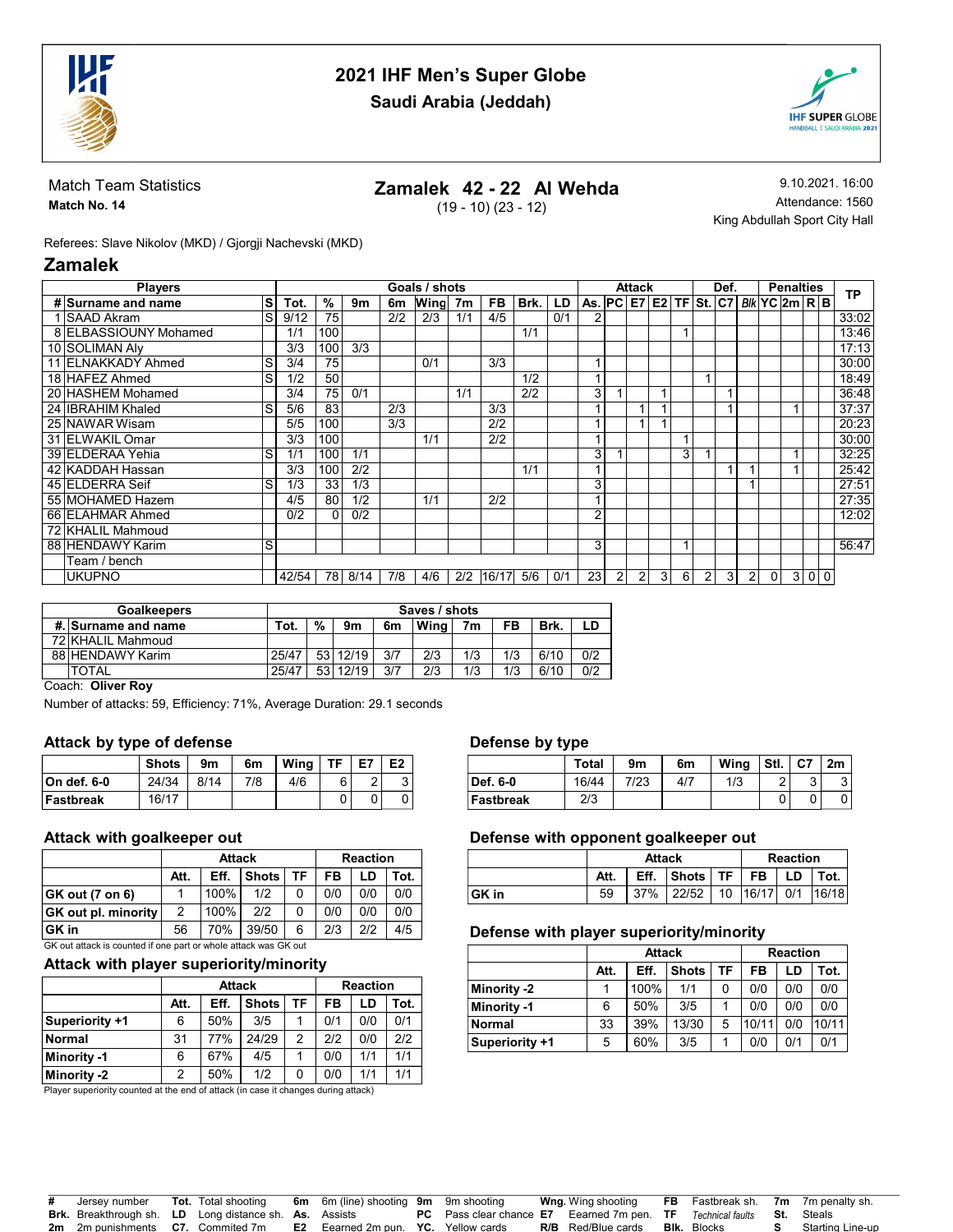# 2021 IHF Men's Super Globe

## Saudi Arabia (Jeddah)

Match Team Statistics
**Match No. 14**

**Zamalek 42 - 22 Al Wehda**
(19 - 10) (23 - 12)

9.10.2021. 16:00
Attendance: 1560
King Abdullah Sport City Hall

Referees: Slave Nikolov (MKD) / Gjorgji Nachevski (MKD)

## Zamalek

| Players | | | Goals / shots | | | | | | | | | Attack | | | | | Def. | | | Penalties | | | | TP |
|---|---|---|---|---|---|---|---|---|---|---|---|---|---|---|---|---|---|---|---|---|---|---|---|---|
| # | Surname and name | S | Tot. | % | 9m | 6m | Wing | 7m | FB | Brk. | LD | As. | PC | E7 | E2 | TF | St. | C7 | Blk | YC | 2m | R | B | |
| 1 | SAAD Akram | S | 9/12 | 75 | | 2/2 | 2/3 | 1/1 | 4/5 | | 0/1 | 2 | | | | | | | | | | | | 33:02 |
| 8 | ELBASSIOUNY Mohamed | | 1/1 | 100 | | | | | | 1/1 | | | | | | 1 | | | | | | | | 13:46 |
| 10 | SOLIMAN Aly | | 3/3 | 100 | 3/3 | | | | | | | | | | | | | | | | | | | 17:13 |
| 11 | ELNAKKADY Ahmed | S | 3/4 | 75 | | | 0/1 | | 3/3 | | | 1 | | | | | | | | | | | | 30:00 |
| 18 | HAFEZ Ahmed | S | 1/2 | 50 | | | | | | 1/2 | | 1 | | | | | 1 | | | | | | | 18:49 |
| 20 | HASHEM Mohamed | | 3/4 | 75 | 0/1 | | | 1/1 | | 2/2 | | 3 | 1 | | 1 | | | 1 | | | | | | 36:48 |
| 24 | IBRAHIM Khaled | S | 5/6 | 83 | | 2/3 | | | 3/3 | | | 1 | | 1 | 1 | | | 1 | | | 1 | | | 37:37 |
| 25 | NAWAR Wisam | | 5/5 | 100 | | 3/3 | | | 2/2 | | | 1 | | 1 | 1 | | | | | | | | | 20:23 |
| 31 | ELWAKIL Omar | | 3/3 | 100 | | | 1/1 | | 2/2 | | | 1 | | | | 1 | | | | | | | | 30:00 |
| 39 | ELDERAA Yehia | S | 1/1 | 100 | 1/1 | | | | | | | 3 | 1 | | | 3 | 1 | | | | 1 | | | 32:25 |
| 42 | KADDAH Hassan | | 3/3 | 100 | 2/2 | | | | | 1/1 | | 1 | | | | | | 1 | 1 | | 1 | | | 25:42 |
| 45 | ELDERRA Seif | S | 1/3 | 33 | 1/3 | | | | | | | 3 | | | | | | | 1 | | | | | 27:51 |
| 55 | MOHAMED Hazem | | 4/5 | 80 | 1/2 | | 1/1 | | 2/2 | | | 1 | | | | | | | | | | | | 27:35 |
| 66 | ELAHMAR Ahmed | | 0/2 | 0 | 0/2 | | | | | | | 2 | | | | | | | | | | | | 12:02 |
| 72 | KHALIL Mahmoud | | | | | | | | | | | | | | | | | | | | | | | |
| 88 | HENDAWY Karim | S | | | | | | | | | | 3 | | | | 1 | | | | | | | | 56:47 |
| | Team / bench | | | | | | | | | | | | | | | | | | | | | | | |
| | UKUPNO | | 42/54 | 78 | 8/14 | 7/8 | 4/6 | 2/2 | 16/17 | 5/6 | 0/1 | 23 | 2 | 2 | 3 | 6 | 2 | 3 | 2 | 0 | 3 | 0 | 0 | |

| Goalkeepers | | Saves / shots | | | | | | | | |
|---|---|---|---|---|---|---|---|---|---|---|
| #. | Surname and name | Tot. | % | 9m | 6m | Wing | 7m | FB | Brk. | LD |
| 72 | KHALIL Mahmoud | | | | | | | | | |
| 88 | HENDAWY Karim | 25/47 | 53 | 12/19 | 3/7 | 2/3 | 1/3 | 1/3 | 6/10 | 0/2 |
| | TOTAL | 25/47 | 53 | 12/19 | 3/7 | 2/3 | 1/3 | 1/3 | 6/10 | 0/2 |

Coach: **Oliver Roy**

Number of attacks: 59, Efficiency: 71%, Average Duration: 29.1 seconds

### Attack by type of defense

| | Shots | 9m | 6m | Wing | TF | E7 | E2 |
|---|---|---|---|---|---|---|---|
| On def. 6-0 | 24/34 | 8/14 | 7/8 | 4/6 | 6 | 2 | 3 |
| Fastbreak | 16/17 | | | | 0 | 0 | 0 |

### Defense by type

| | Total | 9m | 6m | Wing | Stl. | C7 | 2m |
|---|---|---|---|---|---|---|---|
| Def. 6-0 | 16/44 | 7/23 | 4/7 | 1/3 | 2 | 3 | 3 |
| Fastbreak | 2/3 | | | | 0 | 0 | 0 |

### Attack with goalkeeper out

| | Attack | | | | Reaction | | |
|---|---|---|---|---|---|---|---|
| | Att. | Eff. | Shots | TF | FB | LD | Tot. |
| GK out (7 on 6) | 1 | 100% | 1/2 | 0 | 0/0 | 0/0 | 0/0 |
| GK out pl. minority | 2 | 100% | 2/2 | 0 | 0/0 | 0/0 | 0/0 |
| GK in | 56 | 70% | 39/50 | 6 | 2/3 | 2/2 | 4/5 |

GK out attack is counted if one part or whole attack was GK out

### Defense with opponent goalkeeper out

| | Attack | | | | Reaction | | |
|---|---|---|---|---|---|---|---|
| | Att. | Eff. | Shots | TF | FB | LD | Tot. |
| GK in | 59 | 37% | 22/52 | 10 | 16/17 | 0/1 | 16/18 |

### Attack with player superiority/minority

| | Attack | | | | Reaction | | |
|---|---|---|---|---|---|---|---|
| | Att. | Eff. | Shots | TF | FB | LD | Tot. |
| Superiority +1 | 6 | 50% | 3/5 | 1 | 0/1 | 0/0 | 0/1 |
| Normal | 31 | 77% | 24/29 | 2 | 2/2 | 0/0 | 2/2 |
| Minority -1 | 6 | 67% | 4/5 | 1 | 0/0 | 1/1 | 1/1 |
| Minority -2 | 2 | 50% | 1/2 | 0 | 0/0 | 1/1 | 1/1 |

Player superiority counted at the end of attack (in case it changes during attack)

### Defense with player superiority/minority

| | Attack | | | | Reaction | | |
|---|---|---|---|---|---|---|---|
| | Att. | Eff. | Shots | TF | FB | LD | Tot. |
| Minority -2 | 1 | 100% | 1/1 | 0 | 0/0 | 0/0 | 0/0 |
| Minority -1 | 6 | 50% | 3/5 | 1 | 0/0 | 0/0 | 0/0 |
| Normal | 33 | 39% | 13/30 | 5 | 10/11 | 0/0 | 10/11 |
| Superiority +1 | 5 | 60% | 3/5 | 1 | 0/0 | 0/1 | 0/1 |

**#** Jersey number, **Tot.** Total shooting, **6m** 6m (line) shooting, **9m** 9m shooting, **Wng.** Wing shooting, **FB** Fastbreak sh., **7m** 7m penalty sh.
**Brk.** Breakthrough sh., **LD** Long distance sh., **As.** Assists, **PC** Pass clear chance, **E7** Earned 7m pen., **TF** Technical faults, **St.** Steals
**2m** 2m punishments, **C7.** Commited 7m, **E2** Earned 2m pun., **YC.** Yellow cards, **R/B** Red/Blue cards, **Blk.** Blocks, **S** Starting Line-up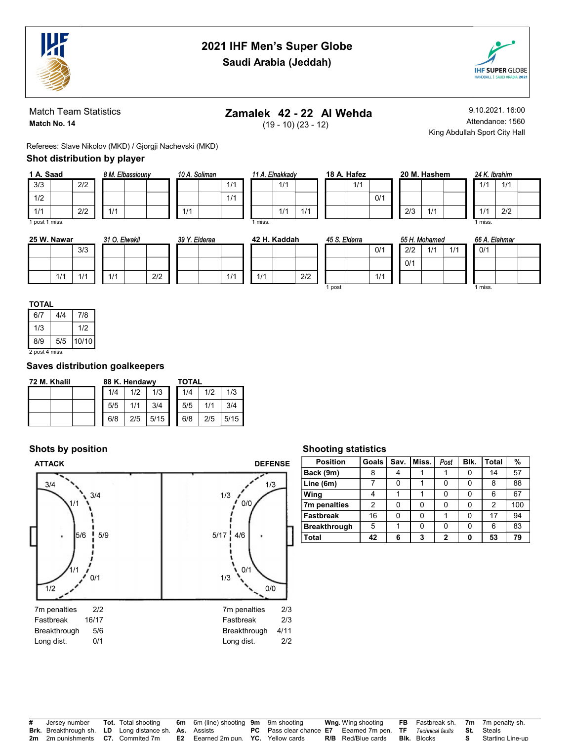# 2021 IHF Men's Super Globe
## Saudi Arabia (Jeddah)

Match Team Statistics
**Match No. 14**

## Zamalek 42 - 22 Al Wehda
(19 - 10) (23 - 12)

9.10.2021. 16:00
Attendance: 1560
King Abdullah Sport City Hall

Referees: Slave Nikolov (MKD) / Gjorgji Nachevski (MKD)

## Shot distribution by player

**1 A. Saad**

| | | |
|---|---|---|
| 3/3 | | 2/2 |
| 1/2 | | |
| 1/1 | | 2/2 |

1 post 1 miss.

*8 M. Elbassiouny*

| | | |
|---|---|---|
| | | |
| | | |
| 1/1 | | |

*10 A. Soliman*

| | | |
|---|---|---|
| | | 1/1 |
| | | 1/1 |
| 1/1 | | |

*11 A. Elnakkady*

| | | |
|---|---|---|
| | 1/1 | |
| | | |
| | 1/1 | 1/1 |

1 miss.

**18 A. Hafez**

| | | |
|---|---|---|
| | 1/1 | |
| | | 0/1 |
| | | |

**20 M. Hashem**

| | | |
|---|---|---|
| | | |
| | | |
| 2/3 | 1/1 | |

*24 K. Ibrahim*

| | | |
|---|---|---|
| 1/1 | 1/1 | |
| | | |
| 1/1 | 2/2 | |

1 miss.

**25 W. Nawar**

| | | |
|---|---|---|
| | | 3/3 |
| | | |
| | 1/1 | 1/1 |

*31 O. Elwakil*

| | | |
|---|---|---|
| | | |
| | | |
| 1/1 | | 2/2 |

*39 Y. Elderaa*

| | | |
|---|---|---|
| | | |
| | | |
| | | 1/1 |

**42 H. Kaddah**

| | | |
|---|---|---|
| | | |
| | | |
| 1/1 | | 2/2 |

*45 S. Elderra*

| | | |
|---|---|---|
| | | 0/1 |
| | | |
| | | 1/1 |

1 post

*55 H. Mohamed*

| | | |
|---|---|---|
| 2/2 | 1/1 | 1/1 |
| 0/1 | | |
| | | |

*66 A. Elahmar*

| | | |
|---|---|---|
| 0/1 | | |
| | | |
| | | |

1 miss.

**TOTAL**

| | | |
|---|---|---|
| 6/7 | 4/4 | 7/8 |
| 1/3 | | 1/2 |
| 8/9 | 5/5 | 10/10 |

2 post 4 miss.

## Saves distribution goalkeepers

**72 M. Khalil**

| | | |
|---|---|---|
| | | |
| | | |
| | | |

**88 K. Hendawy**

| | | |
|---|---|---|
| 1/4 | 1/2 | 1/3 |
| 5/5 | 1/1 | 3/4 |
| 6/8 | 2/5 | 5/15 |

**TOTAL**

| | | |
|---|---|---|
| 1/4 | 1/2 | 1/3 |
| 5/5 | 1/1 | 3/4 |
| 6/8 | 2/5 | 5/15 |

## Shots by position

**ATTACK**

3/4, 1/1, 3/4, 5/6, 5/9, 1/1, 0/1, 1/2

| | |
|---|---|
| 7m penalties | 2/2 |
| Fastbreak | 16/17 |
| Breakthrough | 5/6 |
| Long dist. | 0/1 |

**DEFENSE**

1/3, 1/3, 0/0, 5/17, 4/6, 0/1, 1/3, 0/0

| | |
|---|---|
| 7m penalties | 2/3 |
| Fastbreak | 2/3 |
| Breakthrough | 4/11 |
| Long dist. | 2/2 |

## Shooting statistics

| Position | Goals | Sav. | Miss. | *Post* | Blk. | Total | % |
|---|---|---|---|---|---|---|---|
| Back (9m) | 8 | 4 | 1 | 1 | 0 | 14 | 57 |
| Line (6m) | 7 | 0 | 1 | 0 | 0 | 8 | 88 |
| Wing | 4 | 1 | 1 | 0 | 0 | 6 | 67 |
| 7m penalties | 2 | 0 | 0 | 0 | 0 | 2 | 100 |
| Fastbreak | 16 | 0 | 0 | 1 | 0 | 17 | 94 |
| Breakthrough | 5 | 1 | 0 | 0 | 0 | 6 | 83 |
| **Total** | **42** | **6** | **3** | **2** | **0** | **53** | **79** |

| | | | | | | | | | | | | | |
|---|---|---|---|---|---|---|---|---|---|---|---|---|---|
| **#** | Jersey number | **Tot.** | Total shooting | **6m** | 6m (line) shooting | **9m** | 9m shooting | **Wng.** | Wing shooting | **FB** | Fastbreak sh. | **7m** | 7m penalty sh. |
| **Brk.** | Breakthrough sh. | **LD** | Long distance sh. | **As.** | Assists | **PC** | Pass clear chance | **E7** | Eearned 7m pen. | **TF** | *Technical faults* | **St.** | Steals |
| **2m** | 2m punishments | **C7.** | Commited 7m | **E2** | Eearned 2m pun. | **YC.** | Yellow cards | **R/B** | Red/Blue cards | **Blk.** | Blocks | **S** | Starting Line-up |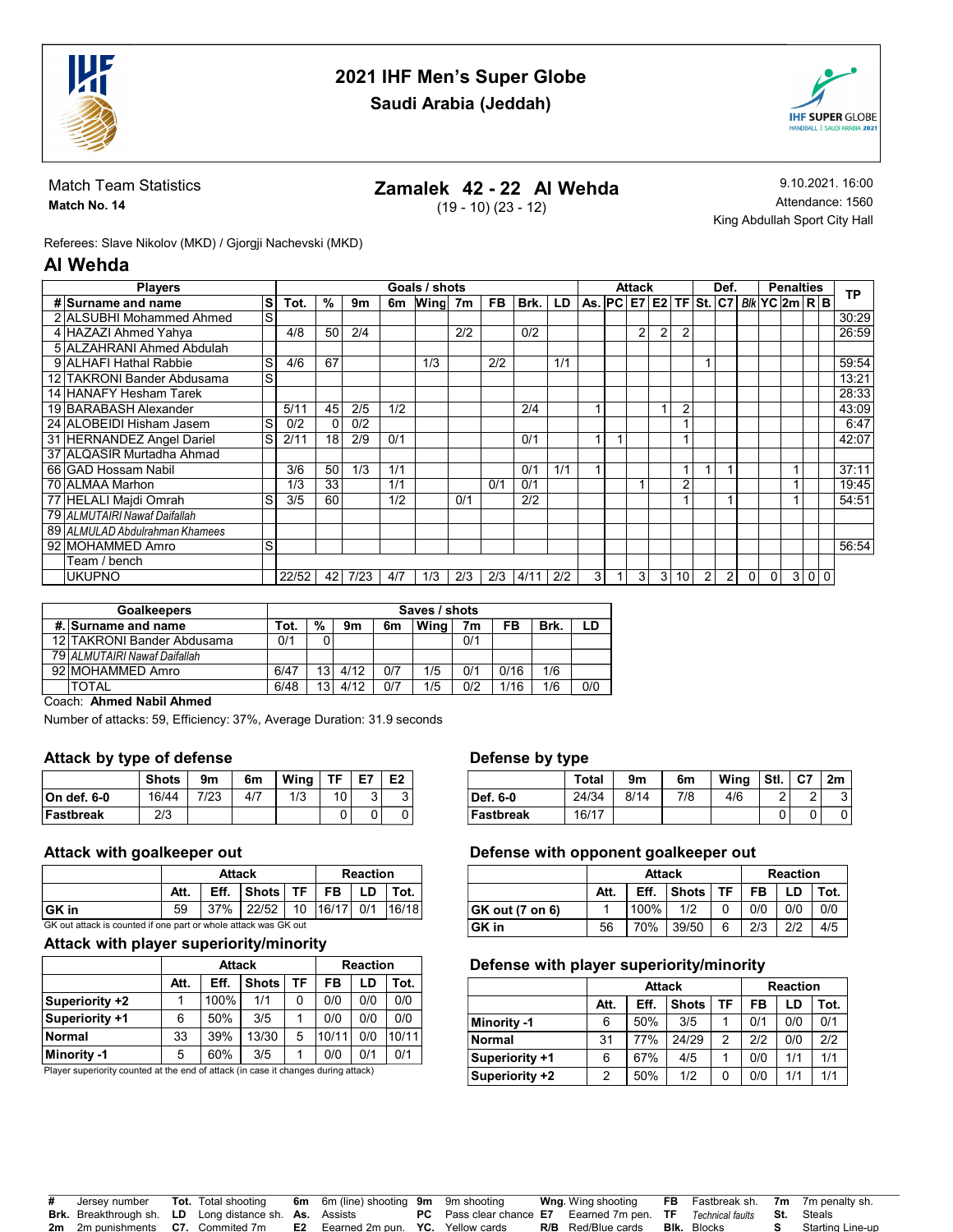# 2021 IHF Men's Super Globe
## Saudi Arabia (Jeddah)

Match Team Statistics
**Match No. 14**

**Zamalek 42 - 22 Al Wehda**
(19 - 10) (23 - 12)

9.10.2021. 16:00
Attendance: 1560
King Abdullah Sport City Hall

Referees: Slave Nikolov (MKD) / Gjorgji Nachevski (MKD)

## Al Wehda

| Players | | | Goals / shots | | | | | | | | | Attack | | | | | Def. | | | Penalties | | | | TP |
|---|---|---|---|---|---|---|---|---|---|---|---|---|---|---|---|---|---|---|---|---|---|---|---|---|
| # | Surname and name | S | Tot. | % | 9m | 6m | Wing | 7m | FB | Brk. | LD | As. | PC | E7 | E2 | TF | St. | C7 | Blk | YC | 2m | R | B | |
| 2 | ALSUBHI Mohammed Ahmed | S | | | | | | | | | | | | | | | | | | | | | | 30:29 |
| 4 | HAZAZI Ahmed Yahya | | 4/8 | 50 | 2/4 | | | 2/2 | | 0/2 | | | | 2 | 2 | 2 | | | | | | | | 26:59 |
| 5 | ALZAHRANI Ahmed Abdulah | | | | | | | | | | | | | | | | | | | | | | | |
| 9 | ALHAFI Hathal Rabbie | S | 4/6 | 67 | | | 1/3 | | 2/2 | | 1/1 | | | | | | 1 | | | | | | | 59:54 |
| 12 | TAKRONI Bander Abdusama | S | | | | | | | | | | | | | | | | | | | | | | 13:21 |
| 14 | HANAFY Hesham Tarek | | | | | | | | | | | | | | | | | | | | | | | 28:33 |
| 19 | BARABASH Alexander | | 5/11 | 45 | 2/5 | 1/2 | | | | 2/4 | | 1 | | | 1 | 2 | | | | | | | | 43:09 |
| 24 | ALOBEIDI Hisham Jasem | S | 0/2 | 0 | 0/2 | | | | | | | | | | | 1 | | | | | | | | 6:47 |
| 31 | HERNANDEZ Angel Dariel | S | 2/11 | 18 | 2/9 | 0/1 | | | | 0/1 | | 1 | 1 | | | 1 | | | | | | | | 42:07 |
| 37 | ALQASIR Murtadha Ahmad | | | | | | | | | | | | | | | | | | | | | | | |
| 66 | GAD Hossam Nabil | | 3/6 | 50 | 1/3 | 1/1 | | | | 0/1 | 1/1 | 1 | | | | 1 | 1 | 1 | | | 1 | | | 37:11 |
| 70 | ALMAA Marhon | | 1/3 | 33 | | 1/1 | | | 0/1 | 0/1 | | | | 1 | | 2 | | | | | 1 | | | 19:45 |
| 77 | HELALI Majdi Omrah | S | 3/5 | 60 | | 1/2 | | 0/1 | | 2/2 | | | | | | 1 | | 1 | | | 1 | | | 54:51 |
| 79 | *ALMUTAIRI Nawaf Daifallah* | | | | | | | | | | | | | | | | | | | | | | | |
| 89 | *ALMULAD Abdulrahman Khamees* | | | | | | | | | | | | | | | | | | | | | | | |
| 92 | MOHAMMED Amro | S | | | | | | | | | | | | | | | | | | | | | | 56:54 |
| | Team / bench | | | | | | | | | | | | | | | | | | | | | | | |
| | UKUPNO | | 22/52 | 42 | 7/23 | 4/7 | 1/3 | 2/3 | 2/3 | 4/11 | 2/2 | 3 | 1 | 3 | 3 | 10 | 2 | 2 | 0 | 0 | 3 | 0 | 0 | |

| Goalkeepers | | Saves / shots | | | | | | | | |
|---|---|---|---|---|---|---|---|---|---|---|
| #. | Surname and name | Tot. | % | 9m | 6m | Wing | 7m | FB | Brk. | LD |
| 12 | TAKRONI Bander Abdusama | 0/1 | 0 | | | | 0/1 | | | |
| 79 | *ALMUTAIRI Nawaf Daifallah* | | | | | | | | | |
| 92 | MOHAMMED Amro | 6/47 | 13 | 4/12 | 0/7 | 1/5 | 0/1 | 0/16 | 1/6 | |
| | TOTAL | 6/48 | 13 | 4/12 | 0/7 | 1/5 | 0/2 | 1/16 | 1/6 | 0/0 |

Coach: **Ahmed Nabil Ahmed**

Number of attacks: 59, Efficiency: 37%, Average Duration: 31.9 seconds

### Attack by type of defense

| | Shots | 9m | 6m | Wing | TF | E7 | E2 |
|---|---|---|---|---|---|---|---|
| On def. 6-0 | 16/44 | 7/23 | 4/7 | 1/3 | 10 | 3 | 3 |
| Fastbreak | 2/3 | | | | 0 | 0 | 0 |

### Defense by type

| | Total | 9m | 6m | Wing | Stl. | C7 | 2m |
|---|---|---|---|---|---|---|---|
| Def. 6-0 | 24/34 | 8/14 | 7/8 | 4/6 | 2 | 2 | 3 |
| Fastbreak | 16/17 | | | | 0 | 0 | 0 |

### Attack with goalkeeper out

| | Attack | | | | Reaction | | |
|---|---|---|---|---|---|---|---|
| | Att. | Eff. | Shots | TF | FB | LD | Tot. |
| GK in | 59 | 37% | 22/52 | 10 | 16/17 | 0/1 | 16/18 |

GK out attack is counted if one part or whole attack was GK out

### Defense with opponent goalkeeper out

| | Attack | | | | Reaction | | |
|---|---|---|---|---|---|---|---|
| | Att. | Eff. | Shots | TF | FB | LD | Tot. |
| GK out (7 on 6) | 1 | 100% | 1/2 | 0 | 0/0 | 0/0 | 0/0 |
| GK in | 56 | 70% | 39/50 | 6 | 2/3 | 2/2 | 4/5 |

### Attack with player superiority/minority

| | Attack | | | | Reaction | | |
|---|---|---|---|---|---|---|---|
| | Att. | Eff. | Shots | TF | FB | LD | Tot. |
| Superiority +2 | 1 | 100% | 1/1 | 0 | 0/0 | 0/0 | 0/0 |
| Superiority +1 | 6 | 50% | 3/5 | 1 | 0/0 | 0/0 | 0/0 |
| Normal | 33 | 39% | 13/30 | 5 | 10/11 | 0/0 | 10/11 |
| Minority -1 | 5 | 60% | 3/5 | 1 | 0/0 | 0/1 | 0/1 |

Player superiority counted at the end of attack (in case it changes during attack)

### Defense with player superiority/minority

| | Attack | | | | Reaction | | |
|---|---|---|---|---|---|---|---|
| | Att. | Eff. | Shots | TF | FB | LD | Tot. |
| Minority -1 | 6 | 50% | 3/5 | 1 | 0/1 | 0/0 | 0/1 |
| Normal | 31 | 77% | 24/29 | 2 | 2/2 | 0/0 | 2/2 |
| Superiority +1 | 6 | 67% | 4/5 | 1 | 0/0 | 1/1 | 1/1 |
| Superiority +2 | 2 | 50% | 1/2 | 0 | 0/0 | 1/1 | 1/1 |

**#** Jersey number **Tot.** Total shooting **6m** 6m (line) shooting **9m** 9m shooting **Wng.** Wing shooting **FB** Fastbreak sh. **7m** 7m penalty sh.
**Brk.** Breakthrough sh. **LD** Long distance sh. **As.** Assists **PC** Pass clear chance **E7** Earned 7m pen. **TF** *Technical faults* **St.** Steals
**2m** 2m punishments **C7.** Commited 7m **E2** Earned 2m pun. **YC.** Yellow cards **R/B** Red/Blue cards **Blk.** Blocks **S** Starting Line-up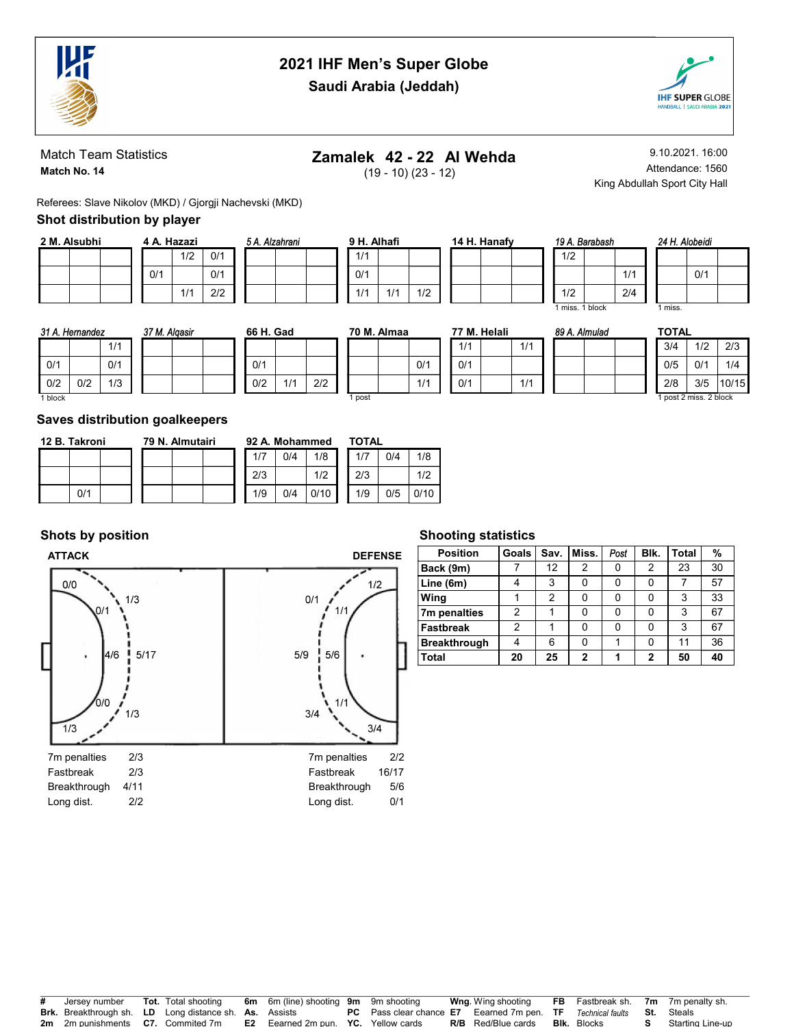# 2021 IHF Men's Super Globe
## Saudi Arabia (Jeddah)

Match Team Statistics
**Match No. 14**

**Zamalek 42 - 22 Al Wehda**
(19 - 10) (23 - 12)

9.10.2021. 16:00
Attendance: 1560
King Abdullah Sport City Hall

Referees: Slave Nikolov (MKD) / Gjorgji Nachevski (MKD)

### Shot distribution by player

**2 M. Alsubhi**

| | | |
|---|---|---|
| | | |
| | | |
| | | |

**4 A. Hazazi**

| | | |
|---|---|---|
| | 1/2 | 0/1 |
| 0/1 | | 0/1 |
| | 1/1 | 2/2 |

*5 A. Alzahrani*

| | | |
|---|---|---|
| | | |
| | | |
| | | |

**9 H. Alhafi**

| | | |
|---|---|---|
| 1/1 | | |
| 0/1 | | |
| 1/1 | 1/1 | 1/2 |

**14 H. Hanafy**

| | | |
|---|---|---|
| | | |
| | | |
| | | |

*19 A. Barabash*

| | | |
|---|---|---|
| 1/2 | | |
| | | 1/1 |
| 1/2 | | 2/4 |

1 miss. 1 block

*24 H. Alobeidi*

| | | |
|---|---|---|
| | | |
| | 0/1 | |
| | | |

1 miss.

*31 A. Hernandez*

| | | |
|---|---|---|
| | | 1/1 |
| 0/1 | | 0/1 |
| 0/2 | 0/2 | 1/3 |

1 block

*37 M. Alqasir*

| | | |
|---|---|---|
| | | |
| | | |
| | | |

**66 H. Gad**

| | | |
|---|---|---|
| | | |
| 0/1 | | |
| 0/2 | 1/1 | 2/2 |

**70 M. Almaa**

| | | |
|---|---|---|
| | | |
| | | 0/1 |
| | | 1/1 |

1 post

**77 M. Helali**

| | | |
|---|---|---|
| 1/1 | | 1/1 |
| 0/1 | | |
| 0/1 | | 1/1 |

*89 A. Almulad*

| | | |
|---|---|---|
| | | |
| | | |
| | | |

**TOTAL**

| | | |
|---|---|---|
| 3/4 | 1/2 | 2/3 |
| 0/5 | 0/1 | 1/4 |
| 2/8 | 3/5 | 10/15 |

1 post 2 miss. 2 block

### Saves distribution goalkeepers

**12 B. Takroni**

| | | |
|---|---|---|
| | | |
| | | |
| | 0/1 | |

**79 N. Almutairi**

| | | |
|---|---|---|
| | | |
| | | |
| | | |

**92 A. Mohammed**

| | | |
|---|---|---|
| 1/7 | 0/4 | 1/8 |
| 2/3 | | 1/2 |
| 1/9 | 0/4 | 0/10 |

**TOTAL**

| | | |
|---|---|---|
| 1/7 | 0/4 | 1/8 |
| 2/3 | | 1/2 |
| 1/9 | 0/5 | 0/10 |

### Shots by position

**ATTACK**

| Position | |
|---|---|
| Left wing (upper) | 0/0 |
| Left back 9m (upper) | 1/3 |
| Left 6m | 0/1 |
| Centre 6m | 4/6 |
| Centre 9m | 5/17 |
| Right 6m | 0/0 |
| Right back 9m (lower) | 1/3 |
| Right wing (lower) | 1/3 |

7m penalties 2/3
Fastbreak 2/3
Breakthrough 4/11
Long dist. 2/2

**DEFENSE**

| Position | |
|---|---|
| Wing (upper) | 1/2 |
| 9m (upper) | 0/1 |
| 6m (upper) | 1/1 |
| Centre 9m | 5/9 |
| Centre 6m | 5/6 |
| 6m (lower) | 1/1 |
| 9m (lower) | 3/4 |
| Wing (lower) | 3/4 |

7m penalties 2/2
Fastbreak 16/17
Breakthrough 5/6
Long dist. 0/1

### Shooting statistics

| Position | Goals | Sav. | Miss. | *Post* | Blk. | Total | % |
|---|---|---|---|---|---|---|---|
| Back (9m) | 7 | 12 | 2 | 0 | 2 | 23 | 30 |
| Line (6m) | 4 | 3 | 0 | 0 | 0 | 7 | 57 |
| Wing | 1 | 2 | 0 | 0 | 0 | 3 | 33 |
| 7m penalties | 2 | 1 | 0 | 0 | 0 | 3 | 67 |
| Fastbreak | 2 | 1 | 0 | 0 | 0 | 3 | 67 |
| Breakthrough | 4 | 6 | 0 | 1 | 0 | 11 | 36 |
| **Total** | **20** | **25** | **2** | **1** | **2** | **50** | **40** |

**#** Jersey number **Tot.** Total shooting **6m** 6m (line) shooting **9m** 9m shooting **Wng.** Wing shooting **FB** Fastbreak sh. **7m** 7m penalty sh.
**Brk.** Breakthrough sh. **LD** Long distance sh. **As.** Assists **PC** Pass clear chance **E7** Earned 7m pen. **TF** *Technical faults* **St.** Steals
**2m** 2m punishments **C7.** Commited 7m **E2** Earned 2m pun. **YC.** Yellow cards **R/B** Red/Blue cards **Blk.** Blocks **S** Starting Line-up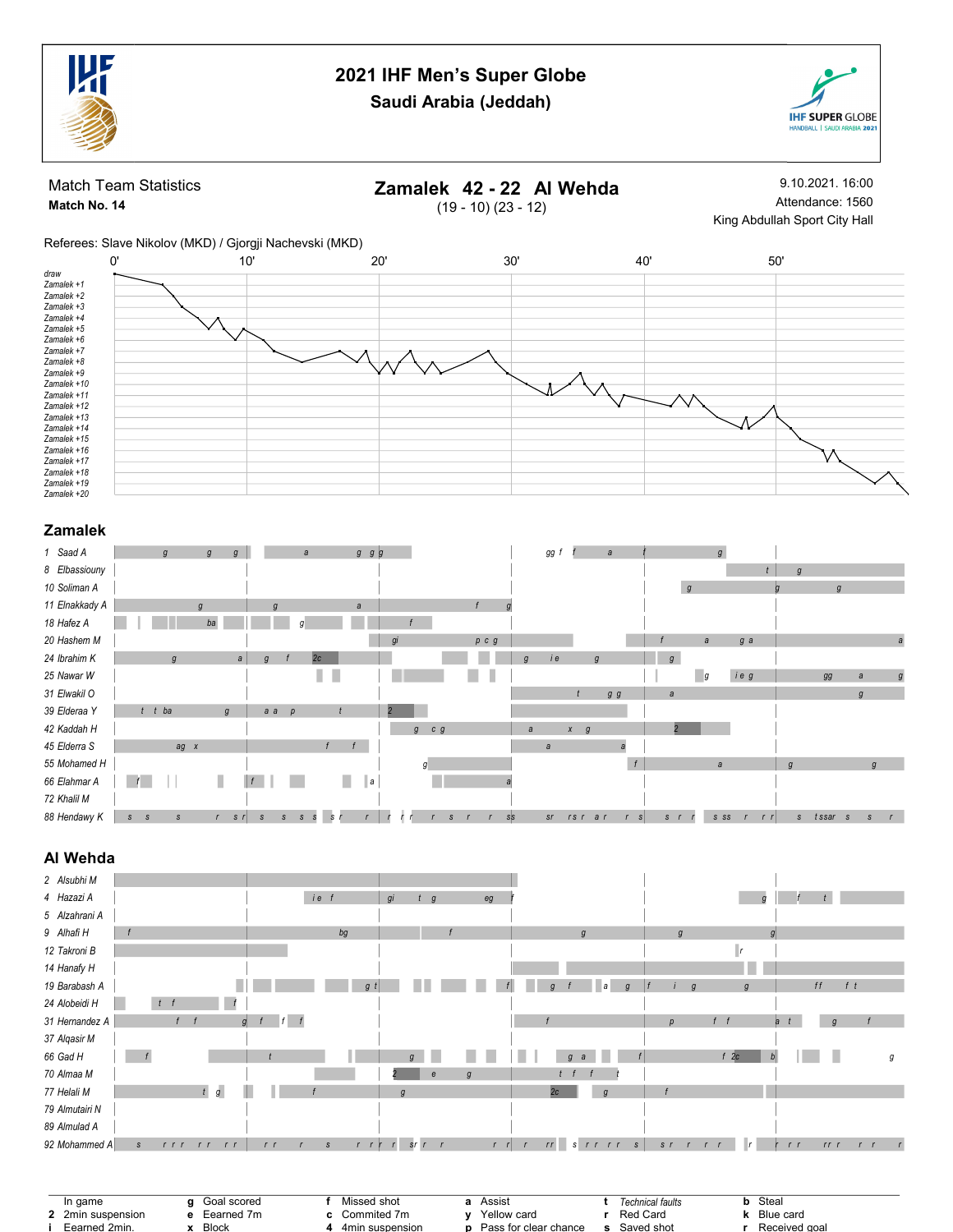# 2021 IHF Men's Super Globe

**Saudi Arabia (Jeddah)**

IHF SUPER GLOBE
HANDBALL | SAUDI ARABIA 2021

Match Team Statistics
**Match No. 14**

## Zamalek 42 - 22 Al Wehda

(19 - 10) (23 - 12)

9.10.2021. 16:00
Attendance: 1560
King Abdullah Sport City Hall

Referees: Slave Nikolov (MKD) / Gjorgji Nachevski (MKD)

0' 10' 20' 30' 40' 50'

draw
Zamalek +1
Zamalek +2
Zamalek +3
Zamalek +4
Zamalek +5
Zamalek +6
Zamalek +7
Zamalek +8
Zamalek +9
Zamalek +10
Zamalek +11
Zamalek +12
Zamalek +13
Zamalek +14
Zamalek +15
Zamalek +16
Zamalek +17
Zamalek +18
Zamalek +19
Zamalek +20

## Zamalek

1 Saad A
8 Elbassiouny
10 Soliman A
11 Elnakkady A
18 Hafez A
20 Hashem M
24 Ibrahim K
25 Nawar W
31 Elwakil O
39 Elderaa Y
42 Kaddah H
45 Elderra S
55 Mohamed H
66 Elahmar A
72 Khalil M
88 Hendawy K

## Al Wehda

2 Alsubhi M
4 Hazazi A
5 Alzahrani A
9 Alhafi H
12 Takroni B
14 Hanafy H
19 Barabash A
24 Alobeidi H
31 Hernandez A
37 Alqasir M
66 Gad H
70 Almaa M
77 Helali M
79 Almutairi N
89 Almulad A
92 Mohammed A

| | | | | | | | | | | | |
|---|---|---|---|---|---|---|---|---|---|---|---|
| | In game | **g** | Goal scored | **f** | Missed shot | **a** | Assist | **t** | *Technical faults* | **b** | Steal |
| **2** | 2min suspension | **e** | Earned 7m | **c** | Commited 7m | **y** | Yellow card | **r** | Red Card | **k** | Blue card |
| **i** | Earned 2min. | **x** | Block | **4** | 4min suspension | **p** | Pass for clear chance | **s** | Saved shot | **r** | Received goal |